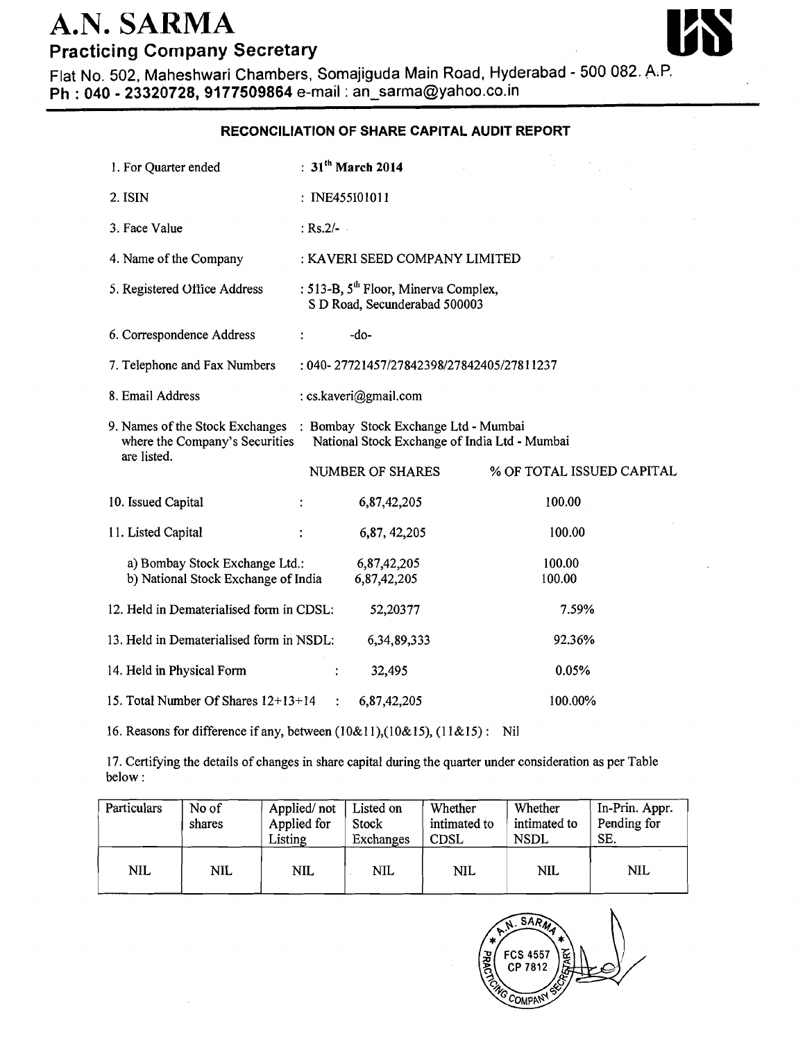# A.N. SARMA

**Practicing Company Secretary**

Flat No. 502, Maheshwari Chambers, Somajiguda Main Road, Hyderabad - 500 082. A.P.
**Ph : 040 - 23320728, 9177509864** e-mail : an_sarma@yahoo.co.in

## RECONCILIATION OF SHARE CAPITAL AUDIT REPORT

1. For Quarter ended : **31th March 2014**

2. ISIN : INE455I01011

3. Face Value : Rs.2/-

4. Name of the Company : KAVERI SEED COMPANY LIMITED

5. Registered Office Address : 513-B, 5th Floor, Minerva Complex, S D Road, Secunderabad 500003

6. Correspondence Address : -do-

7. Telephone and Fax Numbers : 040- 27721457/27842398/27842405/27811237

8. Email Address : cs.kaveri@gmail.com

9. Names of the Stock Exchanges where the Company's Securities are listed. : Bombay Stock Exchange Ltd - Mumbai, National Stock Exchange of India Ltd - Mumbai

| | NUMBER OF SHARES | % OF TOTAL ISSUED CAPITAL |
|---|---|---|
| 10. Issued Capital : | 6,87,42,205 | 100.00 |
| 11. Listed Capital : | 6,87, 42,205 | 100.00 |
| a) Bombay Stock Exchange Ltd.: | 6,87,42,205 | 100.00 |
| b) National Stock Exchange of India | 6,87,42,205 | 100.00 |
| 12. Held in Dematerialised form in CDSL: | 52,20377 | 7.59% |
| 13. Held in Dematerialised form in NSDL: | 6,34,89,333 | 92.36% |
| 14. Held in Physical Form : | 32,495 | 0.05% |
| 15. Total Number Of Shares 12+13+14 : | 6,87,42,205 | 100.00% |

16. Reasons for difference if any, between (10&11),(10&15), (11&15) : Nil

17. Certifying the details of changes in share capital during the quarter under consideration as per Table below :

| Particulars | No of shares | Applied/ not Applied for Listing | Listed on Stock Exchanges | Whether intimated to CDSL | Whether intimated to NSDL | In-Prin. Appr. Pending for SE. |
|---|---|---|---|---|---|---|
| NIL | NIL | NIL | NIL | NIL | NIL | NIL |

A.N. SARMA, PRACTICING COMPANY SECRETARY, FCS 4557, CP 7812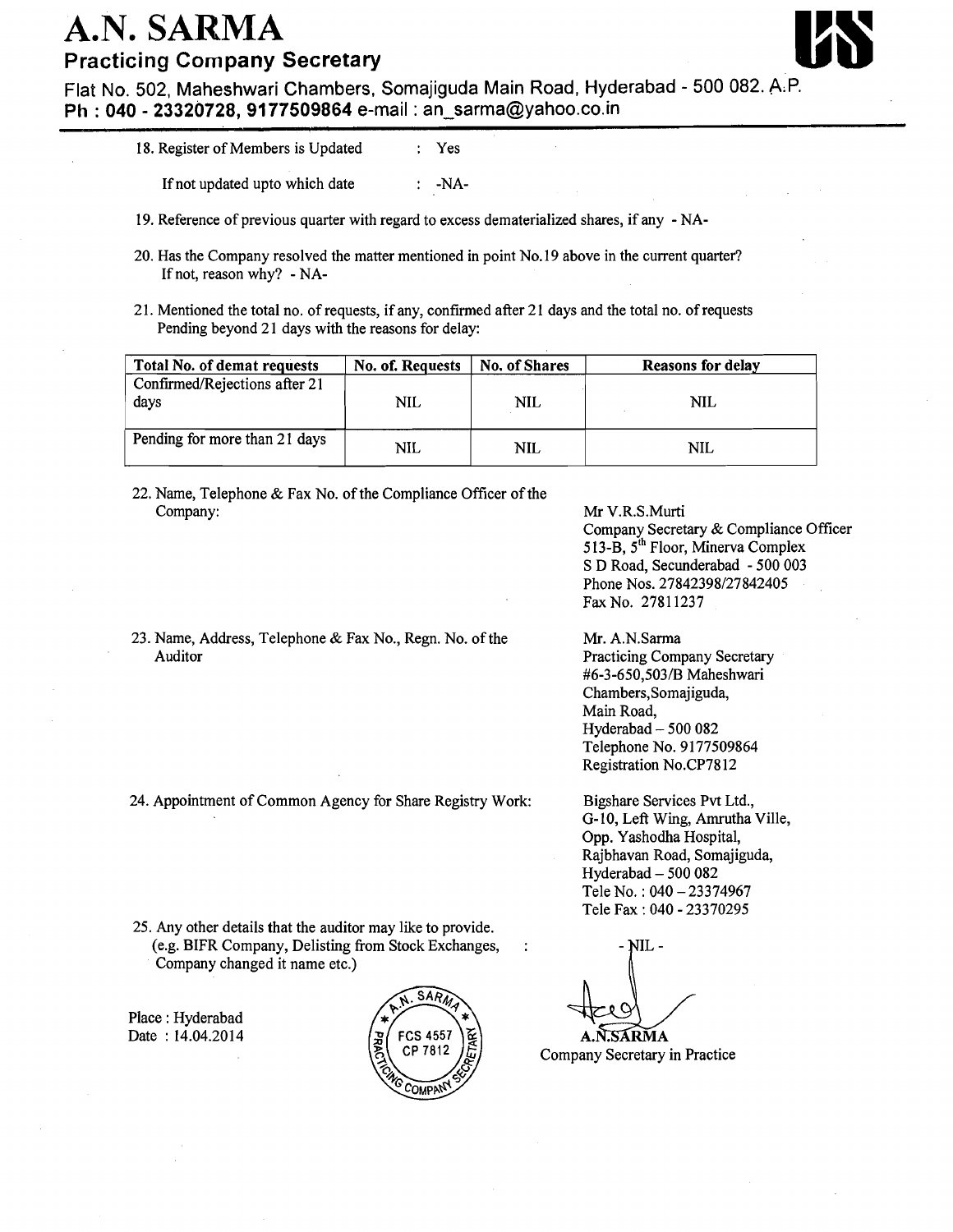# A.N. SARMA

## Practicing Company Secretary

Flat No. 502, Maheshwari Chambers, Somajiguda Main Road, Hyderabad - 500 082. A.P.
**Ph : 040 - 23320728, 9177509864** e-mail : an_sarma@yahoo.co.in

18. Register of Members is Updated : Yes

    If not updated upto which date : -NA-

19. Reference of previous quarter with regard to excess dematerialized shares, if any - NA-

20. Has the Company resolved the matter mentioned in point No.19 above in the current quarter? If not, reason why? - NA-

21. Mentioned the total no. of requests, if any, confirmed after 21 days and the total no. of requests Pending beyond 21 days with the reasons for delay:

| Total No. of demat requests | No. of. Requests | No. of Shares | Reasons for delay |
|---|---|---|---|
| Confirmed/Rejections after 21 days | NIL | NIL | NIL |
| Pending for more than 21 days | NIL | NIL | NIL |

22. Name, Telephone & Fax No. of the Compliance Officer of the Company:

    Mr V.R.S.Murti
    Company Secretary & Compliance Officer
    513-B, 5th Floor, Minerva Complex
    S D Road, Secunderabad - 500 003
    Phone Nos. 27842398/27842405
    Fax No. 27811237

23. Name, Address, Telephone & Fax No., Regn. No. of the Auditor

    Mr. A.N.Sarma
    Practicing Company Secretary
    #6-3-650,503/B Maheshwari Chambers,Somajiguda,
    Main Road,
    Hyderabad – 500 082
    Telephone No. 9177509864
    Registration No.CP7812

24. Appointment of Common Agency for Share Registry Work:

    Bigshare Services Pvt Ltd.,
    G-10, Left Wing, Amrutha Ville,
    Opp. Yashodha Hospital,
    Rajbhavan Road, Somajiguda,
    Hyderabad – 500 082
    Tele No. : 040 – 23374967
    Tele Fax : 040 - 23370295

25. Any other details that the auditor may like to provide. (e.g. BIFR Company, Delisting from Stock Exchanges, Company changed it name etc.) : - NIL -

Place : Hyderabad
Date : 14.04.2014

A.N.SARMA
PRACTICING COMPANY SECRETARY
FCS 4557
CP 7812

**A.N.SARMA**
Company Secretary in Practice